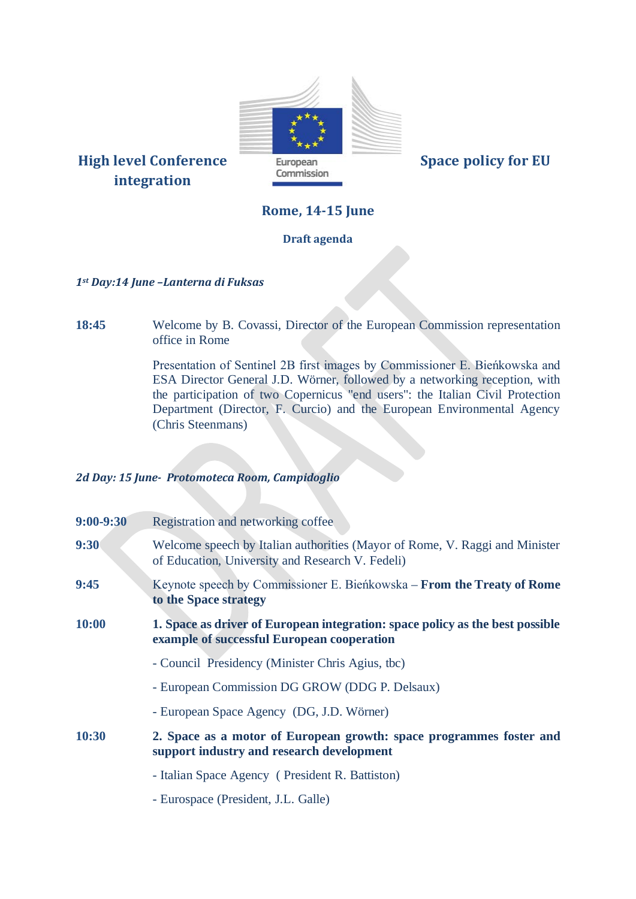# High level Conference Space policy for EU integration

European Commission

## Rome, 14-15 June

**Draft agenda**

***1st Day:14 June –Lanterna di Fuksas***

**18:45** Welcome by B. Covassi, Director of the European Commission representation office in Rome

Presentation of Sentinel 2B first images by Commissioner E. Bieńkowska and ESA Director General J.D. Wörner, followed by a networking reception, with the participation of two Copernicus "end users": the Italian Civil Protection Department (Director, F. Curcio) and the European Environmental Agency (Chris Steenmans)

***2d Day: 15 June- Protomoteca Room, Campidoglio***

**9:00-9:30** Registration and networking coffee

**9:30** Welcome speech by Italian authorities (Mayor of Rome, V. Raggi and Minister of Education, University and Research V. Fedeli)

**9:45** Keynote speech by Commissioner E. Bieńkowska – **From the Treaty of Rome to the Space strategy**

**10:00** **1. Space as driver of European integration: space policy as the best possible example of successful European cooperation**

- Council Presidency (Minister Chris Agius, tbc)
- European Commission DG GROW (DDG P. Delsaux)
- European Space Agency (DG, J.D. Wörner)

**10:30** **2. Space as a motor of European growth: space programmes foster and support industry and research development**

- Italian Space Agency ( President R. Battiston)
- Eurospace (President, J.L. Galle)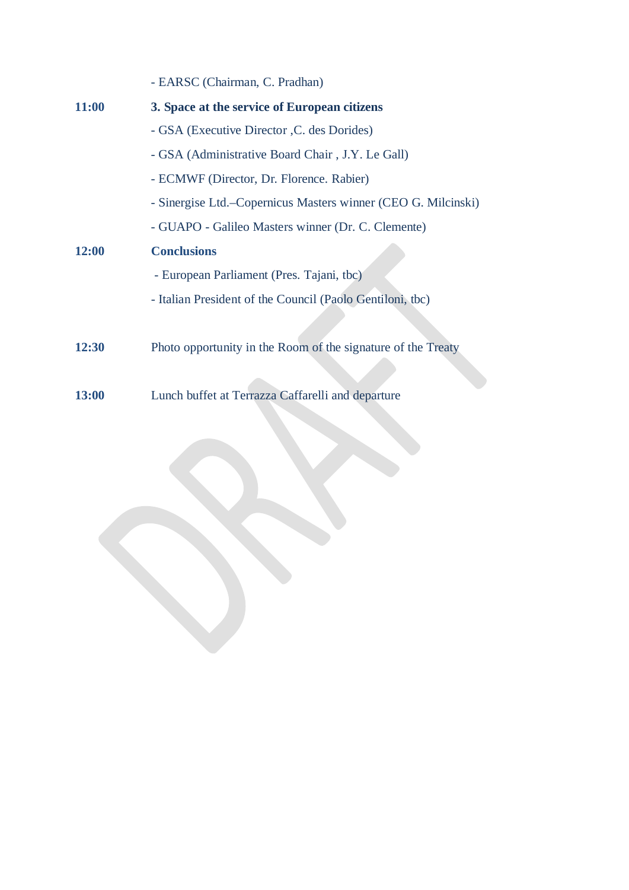- EARSC (Chairman, C. Pradhan)

**11:00** **3. Space at the service of European citizens**

- GSA (Executive Director ,C. des Dorides)
- GSA (Administrative Board Chair , J.Y. Le Gall)
- ECMWF (Director, Dr. Florence. Rabier)
- Sinergise Ltd.–Copernicus Masters winner (CEO G. Milcinski)
- GUAPO - Galileo Masters winner (Dr. C. Clemente)

**12:00** **Conclusions**

- European Parliament (Pres. Tajani, tbc)
- Italian President of the Council (Paolo Gentiloni, tbc)

**12:30** Photo opportunity in the Room of the signature of the Treaty

**13:00** Lunch buffet at Terrazza Caffarelli and departure

DRAFT